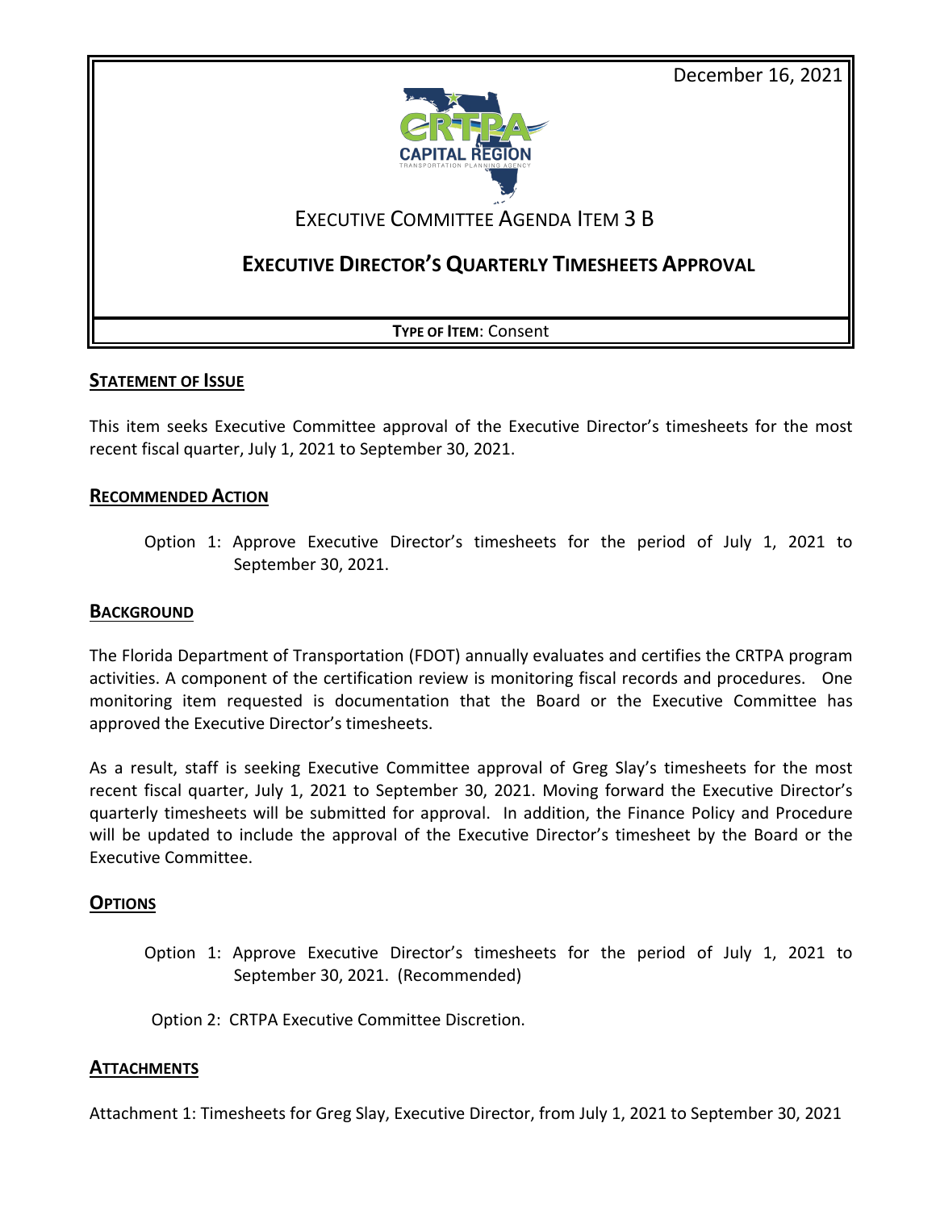December 16, 2021

CRTPA CAPITAL REGION TRANSPORTATION PLANNING AGENCY

# EXECUTIVE COMMITTEE AGENDA ITEM 3 B

# EXECUTIVE DIRECTOR'S QUARTERLY TIMESHEETS APPROVAL

**TYPE OF ITEM**: Consent

## STATEMENT OF ISSUE

This item seeks Executive Committee approval of the Executive Director's timesheets for the most recent fiscal quarter, July 1, 2021 to September 30, 2021.

## RECOMMENDED ACTION

Option 1: Approve Executive Director's timesheets for the period of July 1, 2021 to September 30, 2021.

## BACKGROUND

The Florida Department of Transportation (FDOT) annually evaluates and certifies the CRTPA program activities. A component of the certification review is monitoring fiscal records and procedures. One monitoring item requested is documentation that the Board or the Executive Committee has approved the Executive Director's timesheets.

As a result, staff is seeking Executive Committee approval of Greg Slay's timesheets for the most recent fiscal quarter, July 1, 2021 to September 30, 2021. Moving forward the Executive Director's quarterly timesheets will be submitted for approval. In addition, the Finance Policy and Procedure will be updated to include the approval of the Executive Director's timesheet by the Board or the Executive Committee.

## OPTIONS

Option 1: Approve Executive Director's timesheets for the period of July 1, 2021 to September 30, 2021. (Recommended)

Option 2: CRTPA Executive Committee Discretion.

## ATTACHMENTS

Attachment 1: Timesheets for Greg Slay, Executive Director, from July 1, 2021 to September 30, 2021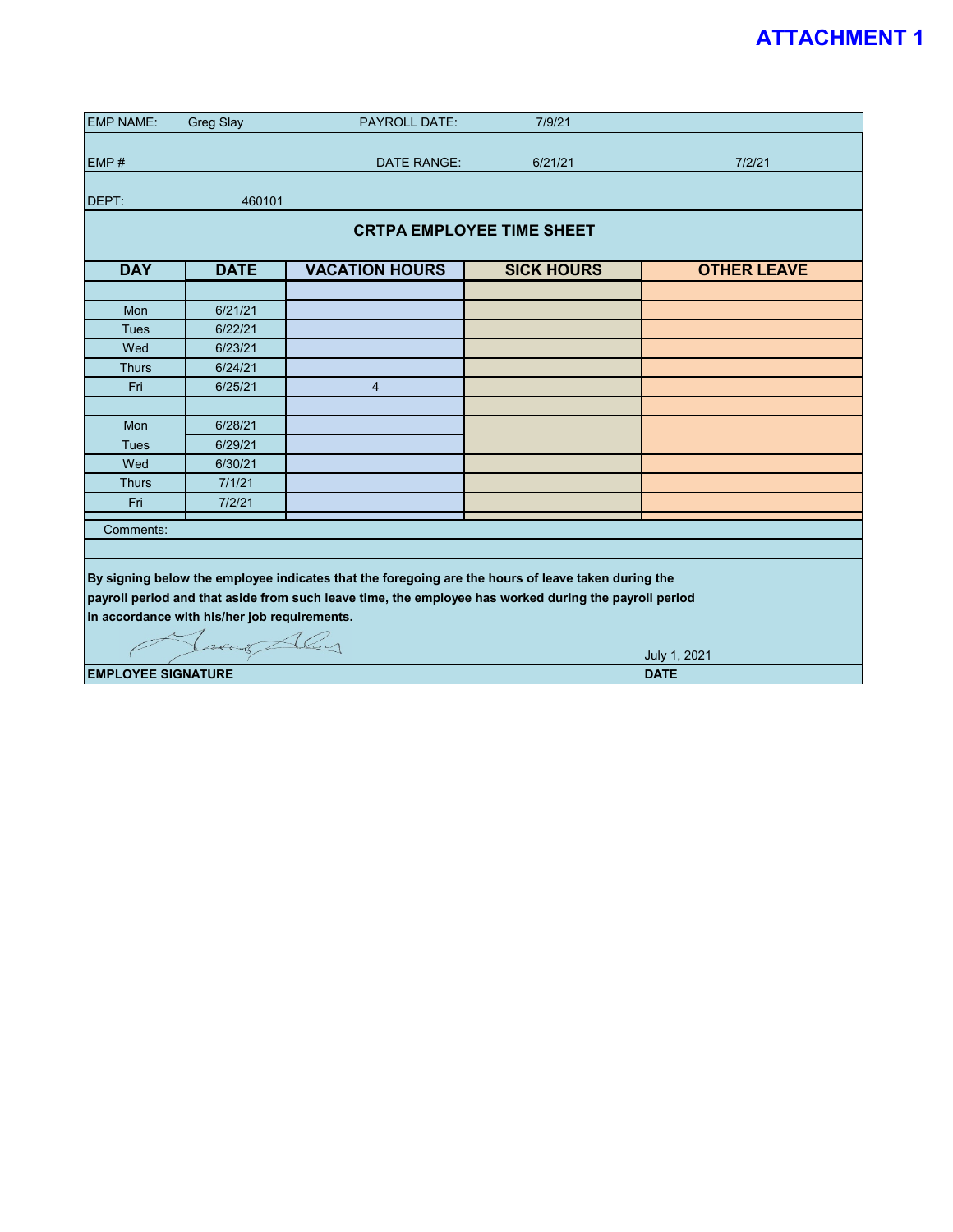**ATTACHMENT 1**

| EMP NAME: | Greg Slay | PAYROLL DATE: | 7/9/21 | |
|---|---|---|---|---|
| EMP # | | DATE RANGE: | 6/21/21 | 7/2/21 |
| DEPT: | 460101 | | | |

## CRTPA EMPLOYEE TIME SHEET

| DAY | DATE | VACATION HOURS | SICK HOURS | OTHER LEAVE |
|---|---|---|---|---|
| | | | | |
| Mon | 6/21/21 | | | |
| Tues | 6/22/21 | | | |
| Wed | 6/23/21 | | | |
| Thurs | 6/24/21 | | | |
| Fri | 6/25/21 | 4 | | |
| | | | | |
| Mon | 6/28/21 | | | |
| Tues | 6/29/21 | | | |
| Wed | 6/30/21 | | | |
| Thurs | 7/1/21 | | | |
| Fri | 7/2/21 | | | |

Comments:

**By signing below the employee indicates that the foregoing are the hours of leave taken during the payroll period and that aside from such leave time, the employee has worked during the payroll period in accordance with his/her job requirements.**

[Signature] July 1, 2021

**EMPLOYEE SIGNATURE** **DATE**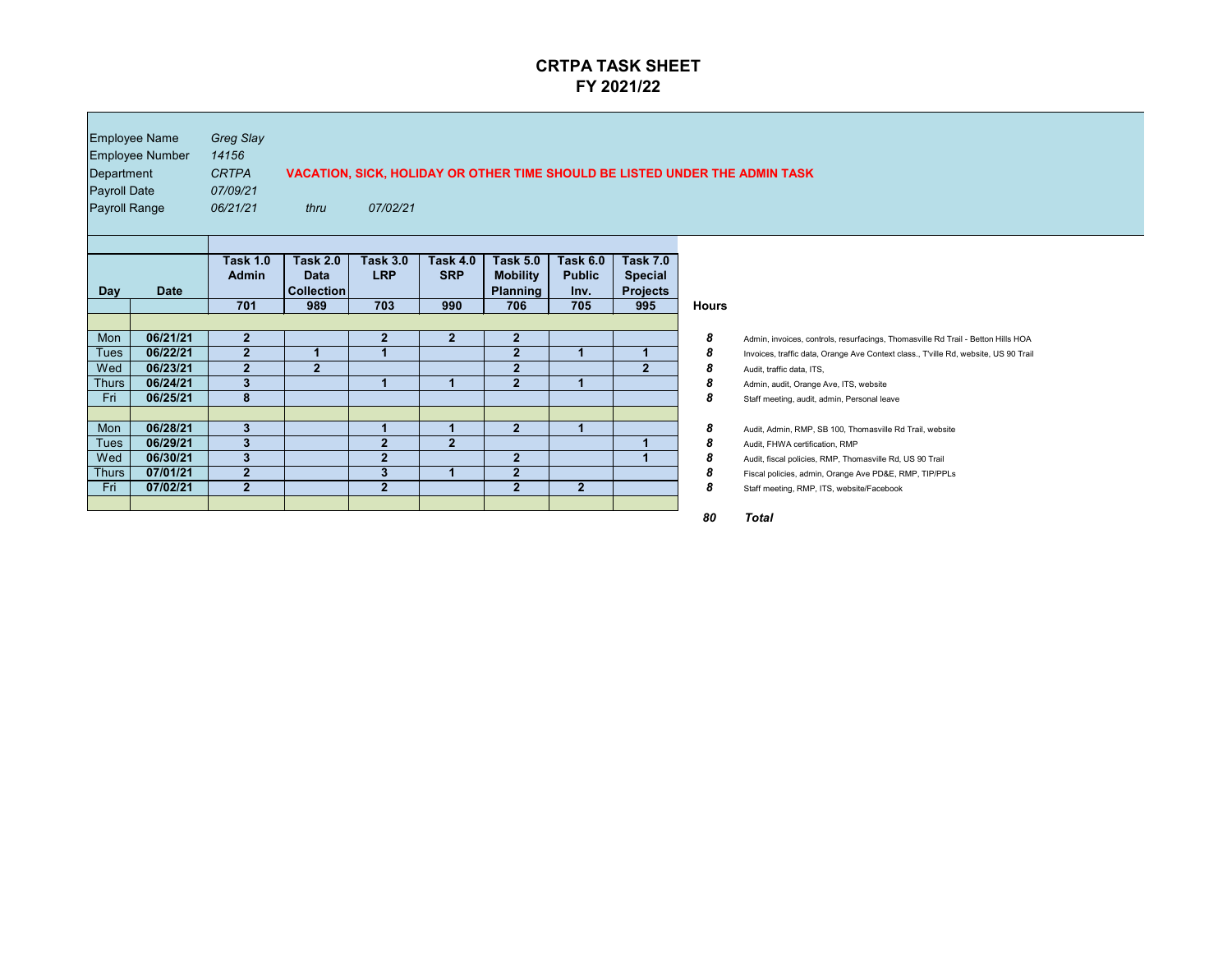# CRTPA TASK SHEET
## FY 2021/22

Employee Name *Greg Slay*
Employee Number *14156*
Department *CRTPA* **VACATION, SICK, HOLIDAY OR OTHER TIME SHOULD BE LISTED UNDER THE ADMIN TASK**
Payroll Date *07/09/21*
Payroll Range *06/21/21* *thru* *07/02/21*

| Day | Date | Task 1.0 Admin | Task 2.0 Data Collection | Task 3.0 LRP | Task 4.0 SRP | Task 5.0 Mobility Planning | Task 6.0 Public Inv. | Task 7.0 Special Projects | Hours | |
|---|---|---|---|---|---|---|---|---|---|---|
| | | 701 | 989 | 703 | 990 | 706 | 705 | 995 | | |
| Mon | 06/21/21 | 2 | | 2 | 2 | 2 | | | 8 | Admin, invoices, controls, resurfacings, Thomasville Rd Trail - Betton Hills HOA |
| Tues | 06/22/21 | 2 | 1 | 1 | | 2 | 1 | 1 | 8 | Invoices, traffic data, Orange Ave Context class., T'ville Rd, website, US 90 Trail |
| Wed | 06/23/21 | 2 | 2 | | | 2 | | 2 | 8 | Audit, traffic data, ITS, |
| Thurs | 06/24/21 | 3 | | 1 | 1 | 2 | 1 | | 8 | Admin, audit, Orange Ave, ITS, website |
| Fri | 06/25/21 | 8 | | | | | | | 8 | Staff meeting, audit, admin, Personal leave |
| Mon | 06/28/21 | 3 | | 1 | 1 | 2 | 1 | | 8 | Audit, Admin, RMP, SB 100, Thomasville Rd Trail, website |
| Tues | 06/29/21 | 3 | | 2 | 2 | | | 1 | 8 | Audit, FHWA certification, RMP |
| Wed | 06/30/21 | 3 | | 2 | | 2 | | 1 | 8 | Audit, fiscal policies, RMP, Thomasville Rd, US 90 Trail |
| Thurs | 07/01/21 | 2 | | 3 | 1 | 2 | | | 8 | Fiscal policies, admin, Orange Ave PD&E, RMP, TIP/PPLs |
| Fri | 07/02/21 | 2 | | 2 | | 2 | 2 | | 8 | Staff meeting, RMP, ITS, website/Facebook |
| | | | | | | | | | *80* | ***Total*** |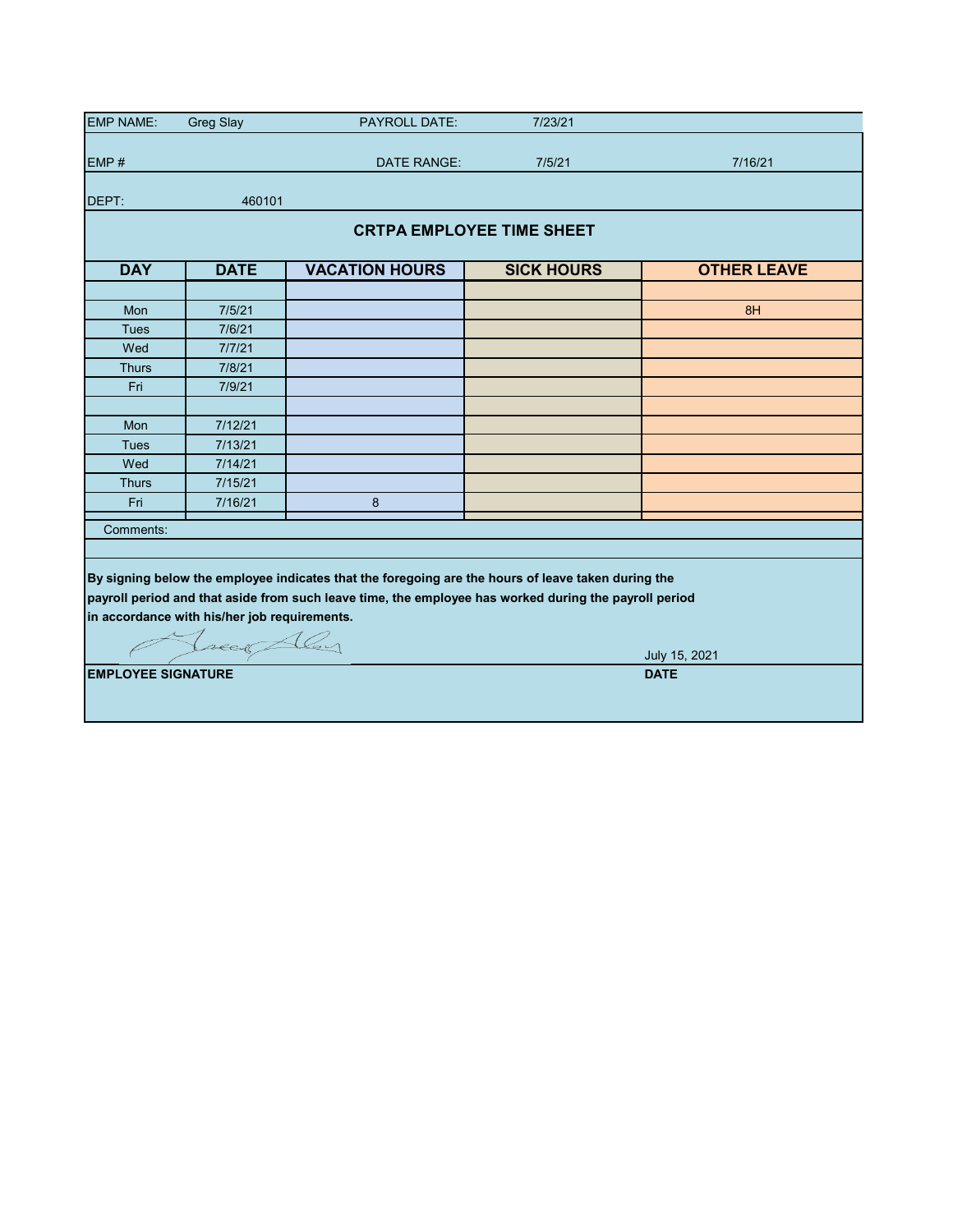| | | | | |
|---|---|---|---|---|
| EMP NAME: | Greg Slay | PAYROLL DATE: | 7/23/21 | |
| EMP # | | DATE RANGE: | 7/5/21 | 7/16/21 |
| DEPT: | 460101 | | | |

## CRTPA EMPLOYEE TIME SHEET

| DAY | DATE | VACATION HOURS | SICK HOURS | OTHER LEAVE |
|---|---|---|---|---|
| | | | | |
| Mon | 7/5/21 | | | 8H |
| Tues | 7/6/21 | | | |
| Wed | 7/7/21 | | | |
| Thurs | 7/8/21 | | | |
| Fri | 7/9/21 | | | |
| | | | | |
| Mon | 7/12/21 | | | |
| Tues | 7/13/21 | | | |
| Wed | 7/14/21 | | | |
| Thurs | 7/15/21 | | | |
| Fri | 7/16/21 | 8 | | |

Comments:

**By signing below the employee indicates that the foregoing are the hours of leave taken during the payroll period and that aside from such leave time, the employee has worked during the payroll period in accordance with his/her job requirements.**

July 15, 2021

**EMPLOYEE SIGNATURE** **DATE**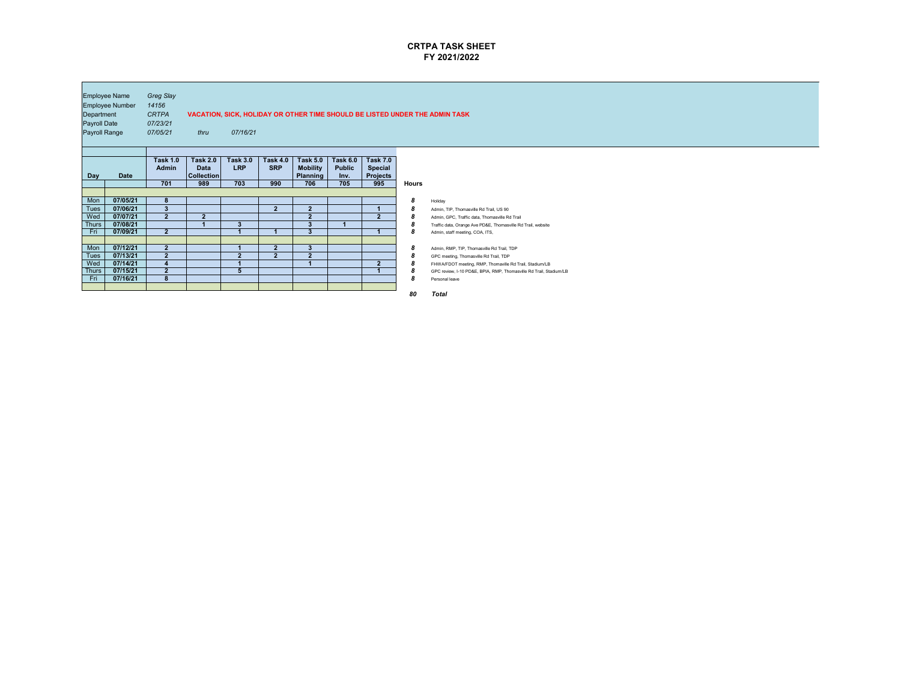# CRTPA TASK SHEET
## FY 2021/2022

Employee Name *Greg Slay*
Employee Number *14156*
Department *CRTPA*
Payroll Date *07/23/21*
Payroll Range *07/05/21* *thru* *07/16/21*

**VACATION, SICK, HOLIDAY OR OTHER TIME SHOULD BE LISTED UNDER THE ADMIN TASK**

| Day | Date | Task 1.0 Admin | Task 2.0 Data Collection | Task 3.0 LRP | Task 4.0 SRP | Task 5.0 Mobility Planning | Task 6.0 Public Inv. | Task 7.0 Special Projects | Hours | |
|---|---|---|---|---|---|---|---|---|---|---|
| | | 701 | 989 | 703 | 990 | 706 | 705 | 995 | | |
| Mon | 07/05/21 | 8 | | | | | | | 8 | Holiday |
| Tues | 07/06/21 | 3 | | | 2 | 2 | | 1 | 8 | Admin, TIP, Thomasville Rd Trail, US 90 |
| Wed | 07/07/21 | 2 | 2 | | | 2 | | 2 | 8 | Admin, GPC, Traffic data, Thomasville Rd Trail |
| Thurs | 07/08/21 | | 1 | 3 | | 3 | 1 | | 8 | Traffic data, Orange Ave PD&E, Thomasville Rd Trail, website |
| Fri | 07/09/21 | 2 | | 1 | 1 | 3 | | 1 | 8 | Admin, staff meeting, COA, ITS, |
| Mon | 07/12/21 | 2 | | 1 | 2 | 3 | | | 8 | Admin, RMP, TIP, Thomasville Rd Trail, TDP |
| Tues | 07/13/21 | 2 | | 2 | 2 | 2 | | | 8 | GPC meeting, Thomasville Rd Trail, TDP |
| Wed | 07/14/21 | 4 | | 1 | | 1 | | 2 | 8 | FHWA/FDOT meeting, RMP, Thomasville Rd Trail, Stadium/LB |
| Thurs | 07/15/21 | 2 | | 5 | | | | 1 | 8 | GPC review, I-10 PD&E, BPIA, RMP, Thomasville Rd Trail, Stadium/LB |
| Fri | 07/16/21 | 8 | | | | | | | 8 | Personal leave |
| | | | | | | | | | *80* | ***Total*** |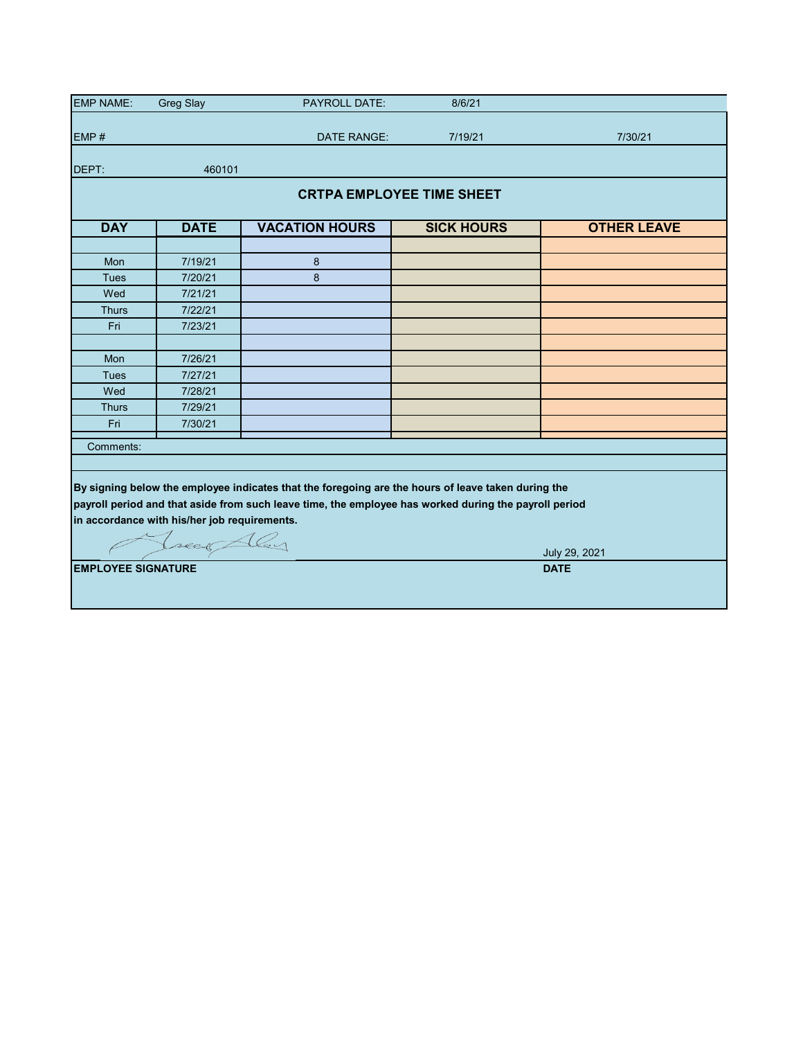EMP NAME: Greg Slay PAYROLL DATE: 8/6/21

EMP # DATE RANGE: 7/19/21 7/30/21

DEPT: 460101

## CRTPA EMPLOYEE TIME SHEET

| DAY | DATE | VACATION HOURS | SICK HOURS | OTHER LEAVE |
|---|---|---|---|---|
| | | | | |
| Mon | 7/19/21 | 8 | | |
| Tues | 7/20/21 | 8 | | |
| Wed | 7/21/21 | | | |
| Thurs | 7/22/21 | | | |
| Fri | 7/23/21 | | | |
| | | | | |
| Mon | 7/26/21 | | | |
| Tues | 7/27/21 | | | |
| Wed | 7/28/21 | | | |
| Thurs | 7/29/21 | | | |
| Fri | 7/30/21 | | | |

Comments:

**By signing below the employee indicates that the foregoing are the hours of leave taken during the payroll period and that aside from such leave time, the employee has worked during the payroll period in accordance with his/her job requirements.**

July 29, 2021

**EMPLOYEE SIGNATURE** **DATE**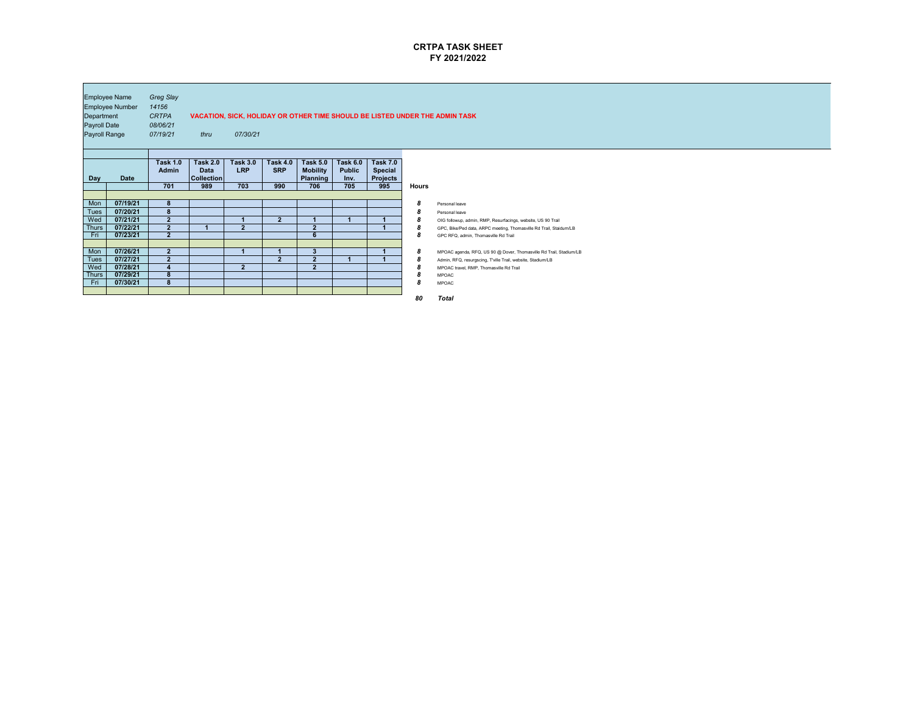# CRTPA TASK SHEET
## FY 2021/2022

Employee Name *Greg Slay*
Employee Number *14156*
Department *CRTPA*
Payroll Date *08/06/21*
Payroll Range *07/19/21* *thru* *07/30/21*

**VACATION, SICK, HOLIDAY OR OTHER TIME SHOULD BE LISTED UNDER THE ADMIN TASK**

| Day | Date | Task 1.0 Admin | Task 2.0 Data Collection | Task 3.0 LRP | Task 4.0 SRP | Task 5.0 Mobility Planning | Task 6.0 Public Inv. | Task 7.0 Special Projects | Hours | |
|---|---|---|---|---|---|---|---|---|---|---|
| | | 701 | 989 | 703 | 990 | 706 | 705 | 995 | | |
| Mon | 07/19/21 | 8 | | | | | | | 8 | Personal leave |
| Tues | 07/20/21 | 8 | | | | | | | 8 | Personal leave |
| Wed | 07/21/21 | 2 | | 1 | 2 | 1 | 1 | 1 | 8 | OIG followup, admin, RMP, Resurfacings, website, US 90 Trail |
| Thurs | 07/22/21 | 2 | 1 | 2 | | 2 | | 1 | 8 | GPC, Bike/Ped data, ARPC meeting, Thomasville Rd Trail, Staidum/LB |
| Fri | 07/23/21 | 2 | | | | 6 | | | 8 | GPC RFQ, admin, Thomasville Rd Trail |
| Mon | 07/26/21 | 2 | | 1 | 1 | 3 | | 1 | 8 | MPOAC agenda, RFQ, US 90 @ Dover, Thomasville Rd Trail, Stadium/LB |
| Tues | 07/27/21 | 2 | | | 2 | 2 | 1 | 1 | 8 | Admin, RFQ, resurgscing, T'ville Trail, website, Stadium/LB |
| Wed | 07/28/21 | 4 | | 2 | | 2 | | | 8 | MPOAC travel, RMP, Thomasville Rd Trail |
| Thurs | 07/29/21 | 8 | | | | | | | 8 | MPOAC |
| Fri | 07/30/21 | 8 | | | | | | | 8 | MPOAC |
| | | | | | | | | | *80* | ***Total*** |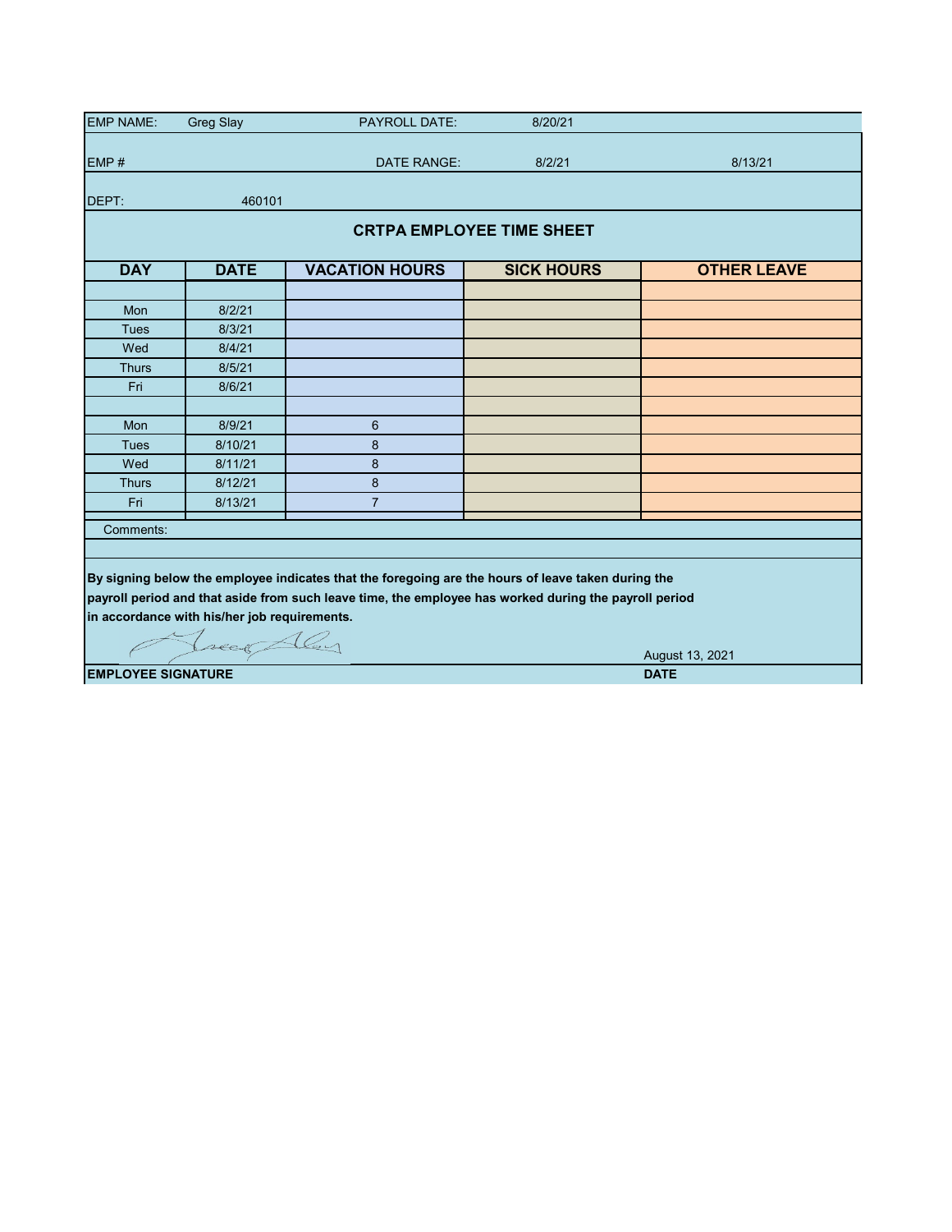| EMP NAME: | Greg Slay | PAYROLL DATE: | 8/20/21 | |
|---|---|---|---|---|
| EMP # | | DATE RANGE: | 8/2/21 | 8/13/21 |
| DEPT: | 460101 | | | |

## CRTPA EMPLOYEE TIME SHEET

| DAY | DATE | VACATION HOURS | SICK HOURS | OTHER LEAVE |
|---|---|---|---|---|
| | | | | |
| Mon | 8/2/21 | | | |
| Tues | 8/3/21 | | | |
| Wed | 8/4/21 | | | |
| Thurs | 8/5/21 | | | |
| Fri | 8/6/21 | | | |
| | | | | |
| Mon | 8/9/21 | 6 | | |
| Tues | 8/10/21 | 8 | | |
| Wed | 8/11/21 | 8 | | |
| Thurs | 8/12/21 | 8 | | |
| Fri | 8/13/21 | 7 | | |

Comments:

**By signing below the employee indicates that the foregoing are the hours of leave taken during the payroll period and that aside from such leave time, the employee has worked during the payroll period in accordance with his/her job requirements.**

August 13, 2021

**EMPLOYEE SIGNATURE** **DATE**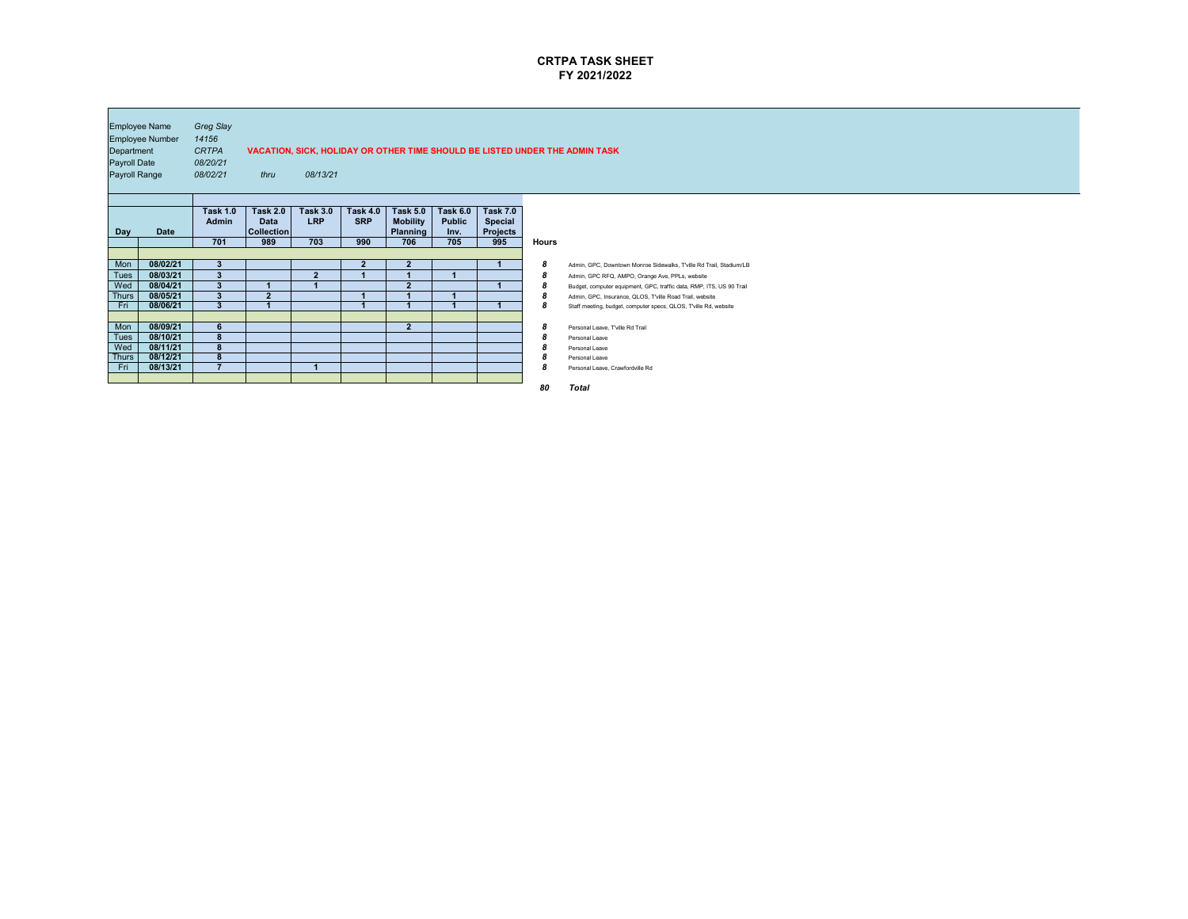# CRTPA TASK SHEET
## FY 2021/2022

Employee Name *Greg Slay*
Employee Number *14156*
Department *CRTPA*
Payroll Date *08/20/21*
Payroll Range *08/02/21* thru *08/13/21*

**VACATION, SICK, HOLIDAY OR OTHER TIME SHOULD BE LISTED UNDER THE ADMIN TASK**

| Day | Date | Task 1.0 Admin | Task 2.0 Data Collection | Task 3.0 LRP | Task 4.0 SRP | Task 5.0 Mobility Planning | Task 6.0 Public Inv. | Task 7.0 Special Projects | Hours | |
|---|---|---|---|---|---|---|---|---|---|---|
| | | 701 | 989 | 703 | 990 | 706 | 705 | 995 | | |
| Mon | 08/02/21 | 3 | | | 2 | 2 | | 1 | 8 | Admin, GPC, Downtown Monroe Sidewalks, T'ville Rd Trail, Stadium/LB |
| Tues | 08/03/21 | 3 | | 2 | 1 | 1 | 1 | | 8 | Admin, GPC RFQ, AMPO, Orange Ave, PPLs, website |
| Wed | 08/04/21 | 3 | 1 | 1 | | 2 | | 1 | 8 | Budget, computer equipment, GPC, traffic data, RMP, ITS, US 90 Trail |
| Thurs | 08/05/21 | 3 | 2 | | 1 | 1 | 1 | | 8 | Admin, GPC, Insurance, QLOS, T'ville Road Trail, website |
| Fri | 08/06/21 | 3 | 1 | | 1 | 1 | 1 | 1 | 8 | Staff meeting, budget, computer specs, QLOS, T'ville Rd, website |
| Mon | 08/09/21 | 6 | | | | 2 | | | 8 | Personal Leave, T'ville Rd Trail |
| Tues | 08/10/21 | 8 | | | | | | | 8 | Personal Leave |
| Wed | 08/11/21 | 8 | | | | | | | 8 | Personal Leave |
| Thurs | 08/12/21 | 8 | | | | | | | 8 | Personal Leave |
| Fri | 08/13/21 | 7 | | 1 | | | | | 8 | Personal Leave, Crawfordville Rd |
| | | | | | | | | | *80* | ***Total*** |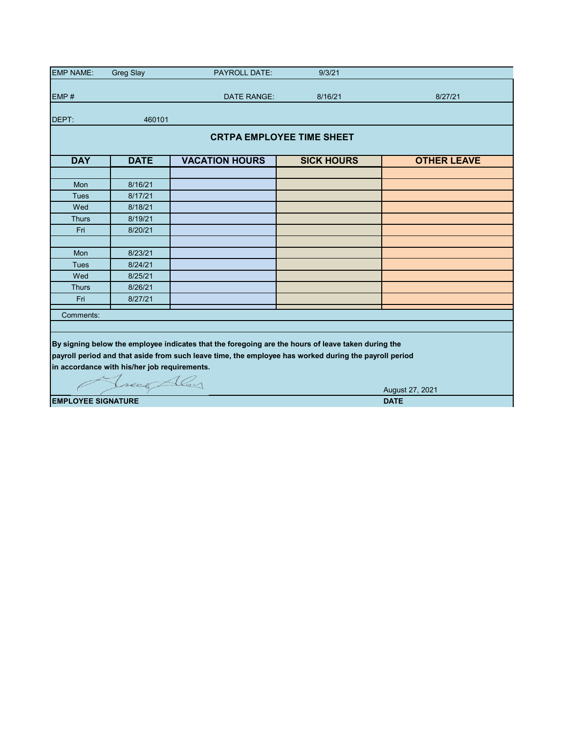| EMP NAME: | Greg Slay | PAYROLL DATE: | 9/3/21 | |
|---|---|---|---|---|
| EMP # | | DATE RANGE: | 8/16/21 | 8/27/21 |
| DEPT: | 460101 | | | |

## CRTPA EMPLOYEE TIME SHEET

| DAY | DATE | VACATION HOURS | SICK HOURS | OTHER LEAVE |
|---|---|---|---|---|
| | | | | |
| Mon | 8/16/21 | | | |
| Tues | 8/17/21 | | | |
| Wed | 8/18/21 | | | |
| Thurs | 8/19/21 | | | |
| Fri | 8/20/21 | | | |
| | | | | |
| Mon | 8/23/21 | | | |
| Tues | 8/24/21 | | | |
| Wed | 8/25/21 | | | |
| Thurs | 8/26/21 | | | |
| Fri | 8/27/21 | | | |

Comments:

**By signing below the employee indicates that the foregoing are the hours of leave taken during the payroll period and that aside from such leave time, the employee has worked during the payroll period in accordance with his/her job requirements.**

[Signature] August 27, 2021

**EMPLOYEE SIGNATURE** **DATE**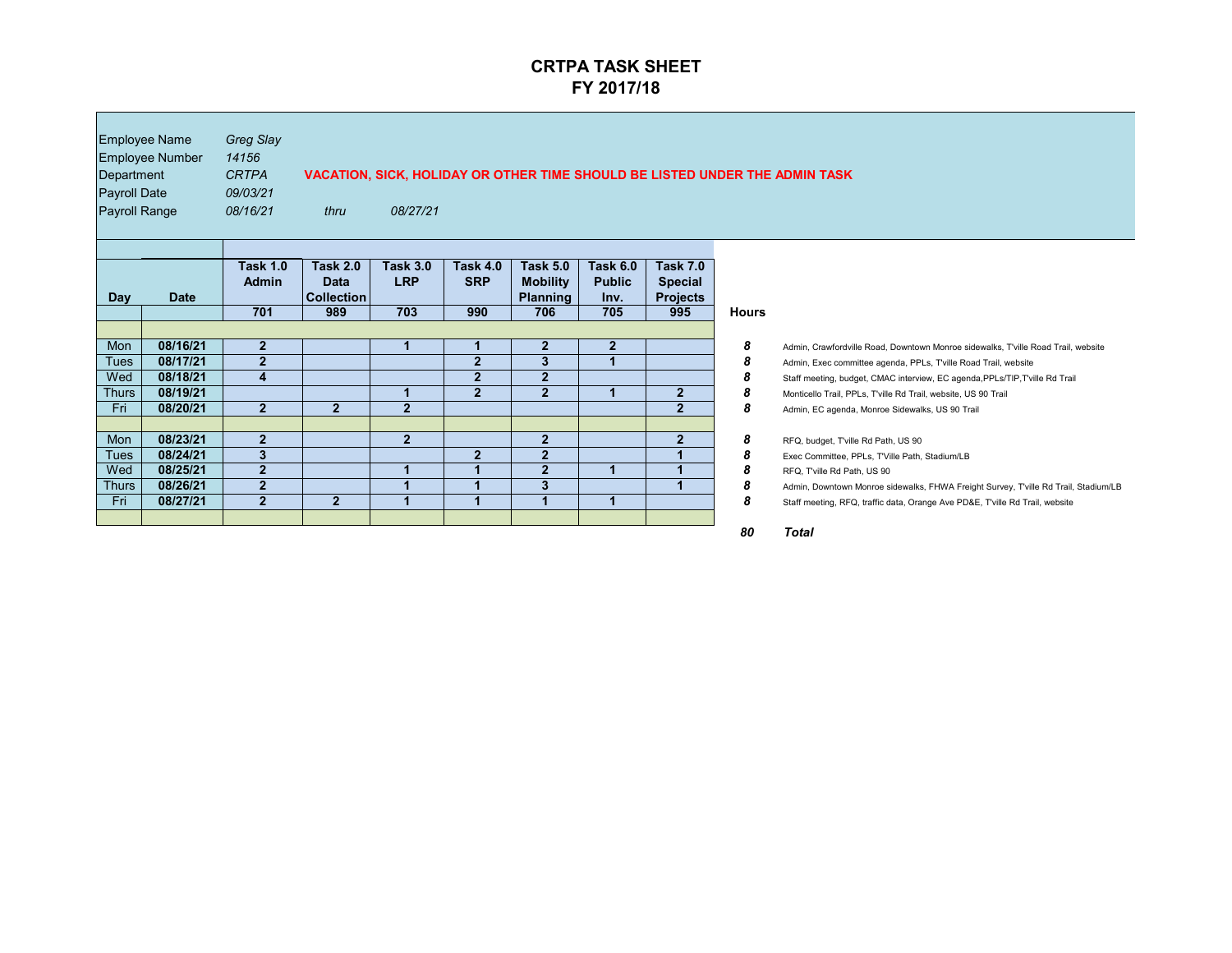# CRTPA TASK SHEET
## FY 2017/18

Employee Name *Greg Slay*
Employee Number *14156*
Department *CRTPA* **VACATION, SICK, HOLIDAY OR OTHER TIME SHOULD BE LISTED UNDER THE ADMIN TASK**
Payroll Date *09/03/21*
Payroll Range *08/16/21* *thru* *08/27/21*

| Day | Date | Task 1.0 Admin | Task 2.0 Data Collection | Task 3.0 LRP | Task 4.0 SRP | Task 5.0 Mobility Planning | Task 6.0 Public Inv. | Task 7.0 Special Projects | Hours | |
|---|---|---|---|---|---|---|---|---|---|---|
| | | 701 | 989 | 703 | 990 | 706 | 705 | 995 | | |
| Mon | 08/16/21 | 2 | | 1 | 1 | 2 | 2 | | 8 | Admin, Crawfordville Road, Downtown Monroe sidewalks, T'ville Road Trail, website |
| Tues | 08/17/21 | 2 | | | 2 | 3 | 1 | | 8 | Admin, Exec committee agenda, PPLs, T'ville Road Trail, website |
| Wed | 08/18/21 | 4 | | | 2 | 2 | | | 8 | Staff meeting, budget, CMAC interview, EC agenda,PPLs/TIP,T'ville Rd Trail |
| Thurs | 08/19/21 | | | 1 | 2 | 2 | 1 | 2 | 8 | Monticello Trail, PPLs, T'ville Rd Trail, website, US 90 Trail |
| Fri | 08/20/21 | 2 | 2 | 2 | | | | 2 | 8 | Admin, EC agenda, Monroe Sidewalks, US 90 Trail |
| Mon | 08/23/21 | 2 | | 2 | | 2 | | 2 | 8 | RFQ, budget, T'ville Rd Path, US 90 |
| Tues | 08/24/21 | 3 | | | 2 | 2 | | 1 | 8 | Exec Committee, PPLs, T'Ville Path, Stadium/LB |
| Wed | 08/25/21 | 2 | | 1 | 1 | 2 | 1 | 1 | 8 | RFQ, T'ville Rd Path, US 90 |
| Thurs | 08/26/21 | 2 | | 1 | 1 | 3 | | 1 | 8 | Admin, Downtown Monroe sidewalks, FHWA Freight Survey, T'ville Rd Trail, Stadium/LB |
| Fri | 08/27/21 | 2 | 2 | 1 | 1 | 1 | 1 | | 8 | Staff meeting, RFQ, traffic data, Orange Ave PD&E, T'ville Rd Trail, website |
| | | | | | | | | | 80 | Total |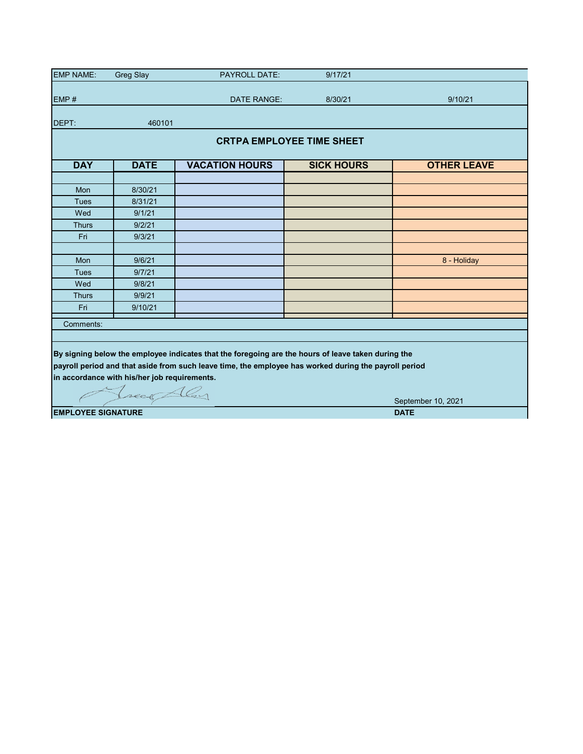| EMP NAME: | Greg Slay | PAYROLL DATE: | 9/17/21 | |
|---|---|---|---|---|
| EMP # | | DATE RANGE: | 8/30/21 | 9/10/21 |
| DEPT: | 460101 | | | |

## CRTPA EMPLOYEE TIME SHEET

| DAY | DATE | VACATION HOURS | SICK HOURS | OTHER LEAVE |
|---|---|---|---|---|
| | | | | |
| Mon | 8/30/21 | | | |
| Tues | 8/31/21 | | | |
| Wed | 9/1/21 | | | |
| Thurs | 9/2/21 | | | |
| Fri | 9/3/21 | | | |
| | | | | |
| Mon | 9/6/21 | | | 8 - Holiday |
| Tues | 9/7/21 | | | |
| Wed | 9/8/21 | | | |
| Thurs | 9/9/21 | | | |
| Fri | 9/10/21 | | | |

Comments:

**By signing below the employee indicates that the foregoing are the hours of leave taken during the payroll period and that aside from such leave time, the employee has worked during the payroll period in accordance with his/her job requirements.**

September 10, 2021

**EMPLOYEE SIGNATURE** **DATE**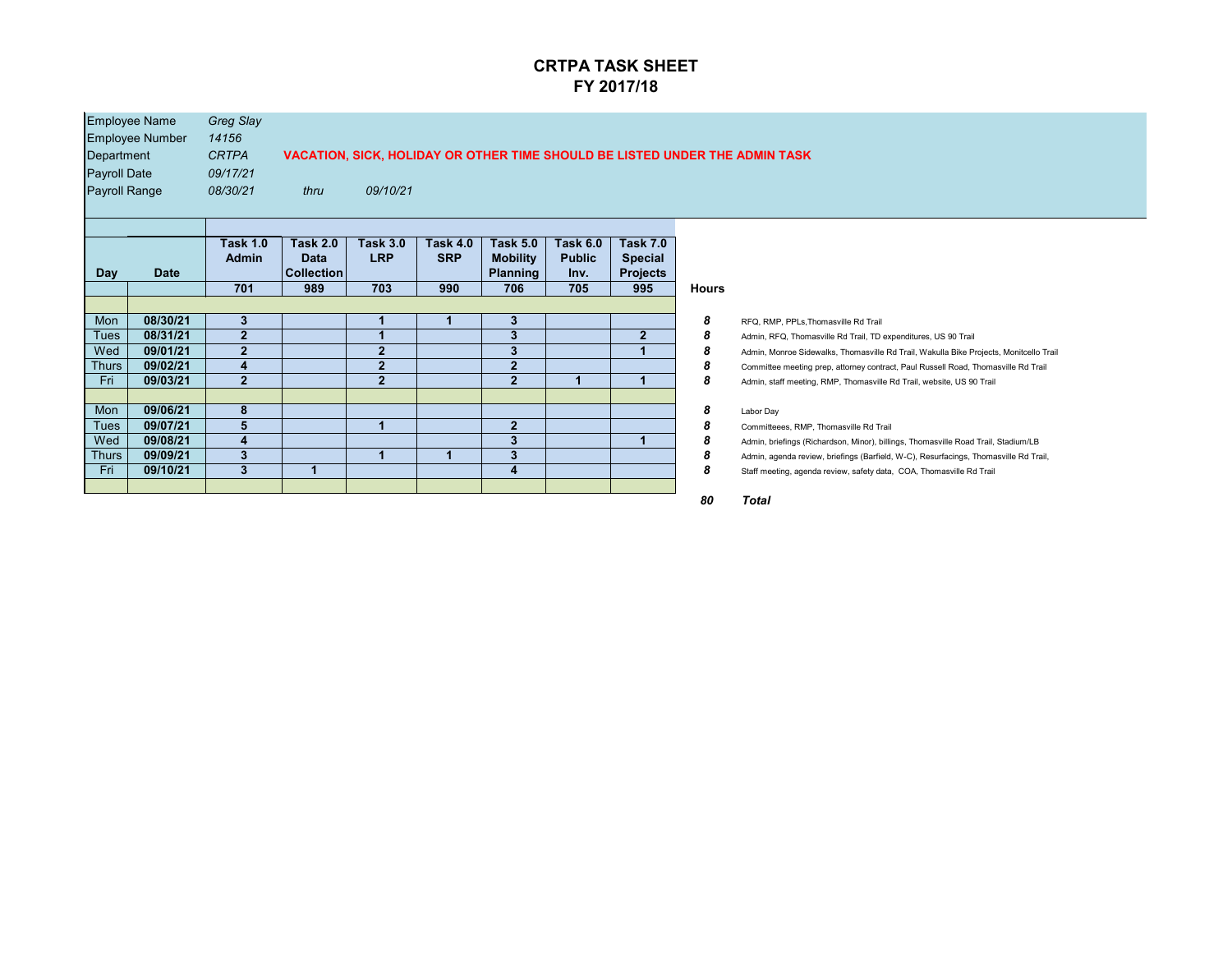# CRTPA TASK SHEET
## FY 2017/18

| | |
|---|---|
| Employee Name | *Greg Slay* |
| Employee Number | *14156* |
| Department | *CRTPA* |
| Payroll Date | *09/17/21* |
| Payroll Range | *08/30/21* thru *09/10/21* |

**VACATION, SICK, HOLIDAY OR OTHER TIME SHOULD BE LISTED UNDER THE ADMIN TASK**

| Day | Date | Task 1.0 Admin | Task 2.0 Data Collection | Task 3.0 LRP | Task 4.0 SRP | Task 5.0 Mobility Planning | Task 6.0 Public Inv. | Task 7.0 Special Projects | Hours | |
|---|---|---|---|---|---|---|---|---|---|---|
| | | 701 | 989 | 703 | 990 | 706 | 705 | 995 | | |
| Mon | 08/30/21 | 3 | | 1 | 1 | 3 | | | 8 | RFQ, RMP, PPLs,Thomasville Rd Trail |
| Tues | 08/31/21 | 2 | | 1 | | 3 | | 2 | 8 | Admin, RFQ, Thomasville Rd Trail, TD expenditures, US 90 Trail |
| Wed | 09/01/21 | 2 | | 2 | | 3 | | 1 | 8 | Admin, Monroe Sidewalks, Thomasville Rd Trail, Wakulla Bike Projects, Monitcello Trail |
| Thurs | 09/02/21 | 4 | | 2 | | 2 | | | 8 | Committee meeting prep, attorney contract, Paul Russell Road, Thomasville Rd Trail |
| Fri | 09/03/21 | 2 | | 2 | | 2 | 1 | 1 | 8 | Admin, staff meeting, RMP, Thomasville Rd Trail, website, US 90 Trail |
| Mon | 09/06/21 | 8 | | | | | | | 8 | Labor Day |
| Tues | 09/07/21 | 5 | | 1 | | 2 | | | 8 | Committeees, RMP, Thomasville Rd Trail |
| Wed | 09/08/21 | 4 | | | | 3 | | 1 | 8 | Admin, briefings (Richardson, Minor), billings, Thomasville Road Trail, Stadium/LB |
| Thurs | 09/09/21 | 3 | | 1 | 1 | 3 | | | 8 | Admin, agenda review, briefings (Barfield, W-C), Resurfacings, Thomasville Rd Trail, |
| Fri | 09/10/21 | 3 | 1 | | | 4 | | | 8 | Staff meeting, agenda review, safety data, COA, Thomasville Rd Trail |
| | | | | | | | | | *80* | ***Total*** |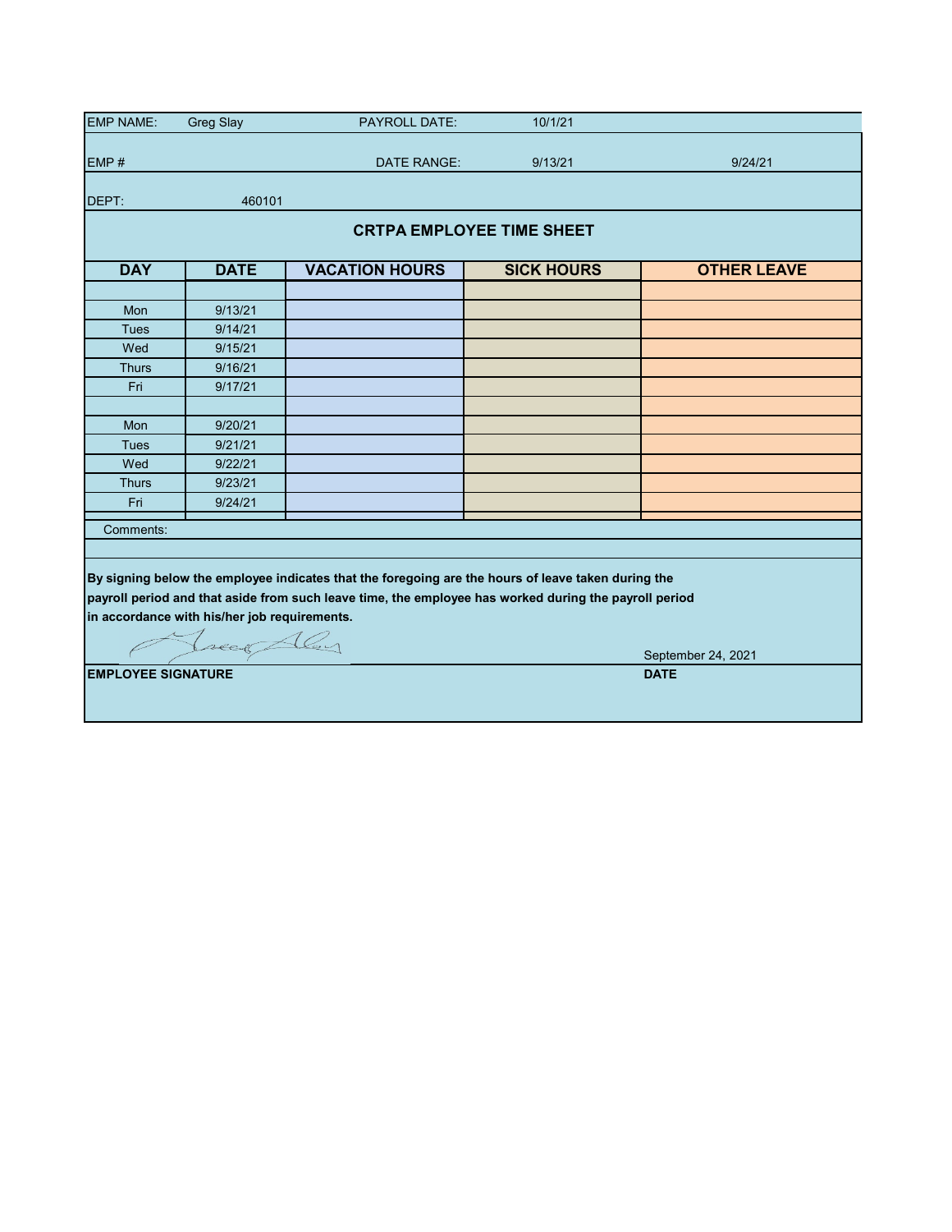| | | | | |
|---|---|---|---|---|
| EMP NAME: Greg Slay | | PAYROLL DATE: | 10/1/21 | |
| EMP # | | DATE RANGE: | 9/13/21 | 9/24/21 |
| DEPT: 460101 | | | | |

## CRTPA EMPLOYEE TIME SHEET

| DAY | DATE | VACATION HOURS | SICK HOURS | OTHER LEAVE |
|---|---|---|---|---|
| | | | | |
| Mon | 9/13/21 | | | |
| Tues | 9/14/21 | | | |
| Wed | 9/15/21 | | | |
| Thurs | 9/16/21 | | | |
| Fri | 9/17/21 | | | |
| | | | | |
| Mon | 9/20/21 | | | |
| Tues | 9/21/21 | | | |
| Wed | 9/22/21 | | | |
| Thurs | 9/23/21 | | | |
| Fri | 9/24/21 | | | |

Comments:

**By signing below the employee indicates that the foregoing are the hours of leave taken during the payroll period and that aside from such leave time, the employee has worked during the payroll period in accordance with his/her job requirements.**

[signature] September 24, 2021

**EMPLOYEE SIGNATURE** **DATE**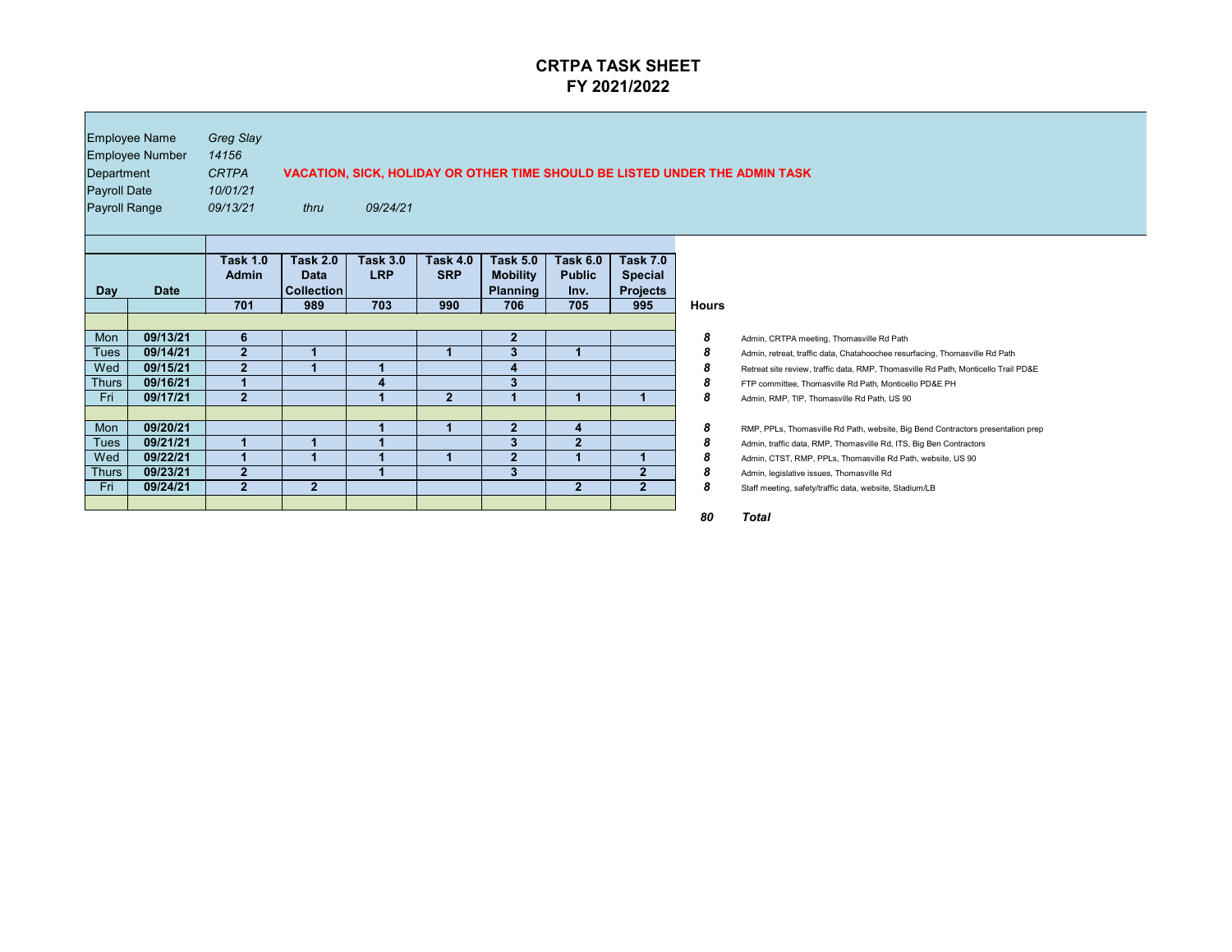# CRTPA TASK SHEET
# FY 2021/2022

Employee Name *Greg Slay*
Employee Number *14156*
Department *CRTPA*
Payroll Date *10/01/21*
Payroll Range *09/13/21* *thru* *09/24/21*

**VACATION, SICK, HOLIDAY OR OTHER TIME SHOULD BE LISTED UNDER THE ADMIN TASK**

| Day | Date | Task 1.0 Admin | Task 2.0 Data Collection | Task 3.0 LRP | Task 4.0 SRP | Task 5.0 Mobility Planning | Task 6.0 Public Inv. | Task 7.0 Special Projects | Hours | |
|---|---|---|---|---|---|---|---|---|---|---|
| | | 701 | 989 | 703 | 990 | 706 | 705 | 995 | | |
| Mon | 09/13/21 | 6 | | | | 2 | | | 8 | Admin, CRTPA meeting, Thomasville Rd Path |
| Tues | 09/14/21 | 2 | 1 | | 1 | 3 | 1 | | 8 | Admin, retreat, traffic data, Chatahoochee resurfacing, Thomasville Rd Path |
| Wed | 09/15/21 | 2 | 1 | 1 | | 4 | | | 8 | Retreat site review, traffic data, RMP, Thomasville Rd Path, Monticello Trail PD&E |
| Thurs | 09/16/21 | 1 | | 4 | | 3 | | | 8 | FTP committee, Thomasville Rd Path, Monticello PD&E PH |
| Fri | 09/17/21 | 2 | | 1 | 2 | 1 | 1 | 1 | 8 | Admin, RMP, TIP, Thomasville Rd Path, US 90 |
| Mon | 09/20/21 | | | 1 | 1 | 2 | 4 | | 8 | RMP, PPLs, Thomasville Rd Path, website, Big Bend Contractors presentation prep |
| Tues | 09/21/21 | 1 | 1 | 1 | | 3 | 2 | | 8 | Admin, traffic data, RMP, Thomasville Rd, ITS, Big Ben Contractors |
| Wed | 09/22/21 | 1 | 1 | 1 | 1 | 2 | 1 | 1 | 8 | Admin, CTST, RMP, PPLs, Thomasville Rd Path, website, US 90 |
| Thurs | 09/23/21 | 2 | | 1 | | 3 | | 2 | 8 | Admin, legislative issues, Thomasville Rd |
| Fri | 09/24/21 | 2 | 2 | | | | 2 | 2 | 8 | Staff meeting, safety/traffic data, website, Stadium/LB |
| | | | | | | | | | *80* | *Total* |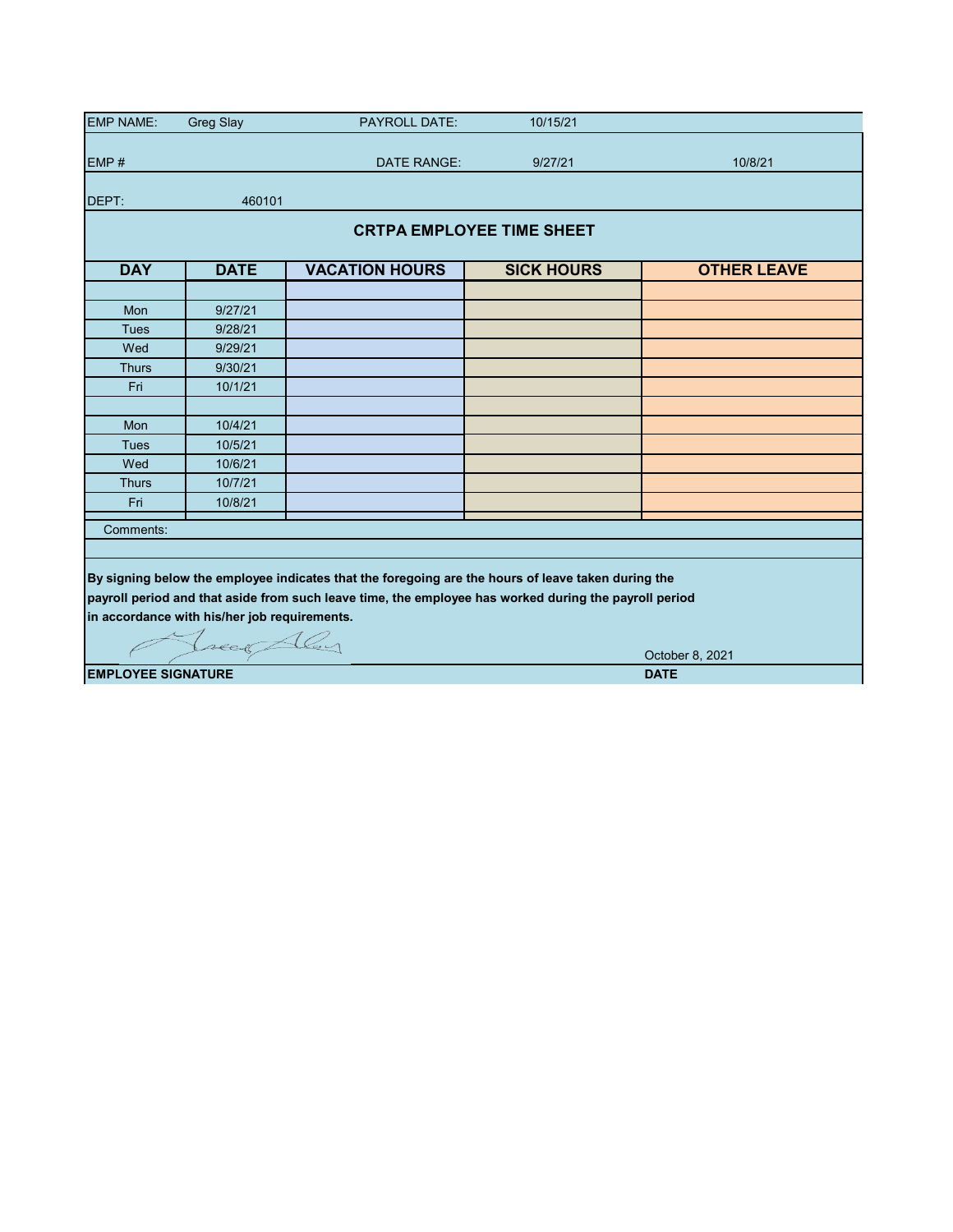| EMP NAME: | Greg Slay | PAYROLL DATE: | 10/15/21 | |
|---|---|---|---|---|
| EMP # | | DATE RANGE: | 9/27/21 | 10/8/21 |
| DEPT: | 460101 | | | |

## CRTPA EMPLOYEE TIME SHEET

| DAY | DATE | VACATION HOURS | SICK HOURS | OTHER LEAVE |
|---|---|---|---|---|
| | | | | |
| Mon | 9/27/21 | | | |
| Tues | 9/28/21 | | | |
| Wed | 9/29/21 | | | |
| Thurs | 9/30/21 | | | |
| Fri | 10/1/21 | | | |
| | | | | |
| Mon | 10/4/21 | | | |
| Tues | 10/5/21 | | | |
| Wed | 10/6/21 | | | |
| Thurs | 10/7/21 | | | |
| Fri | 10/8/21 | | | |

Comments:

**By signing below the employee indicates that the foregoing are the hours of leave taken during the payroll period and that aside from such leave time, the employee has worked during the payroll period in accordance with his/her job requirements.**

October 8, 2021

**EMPLOYEE SIGNATURE** **DATE**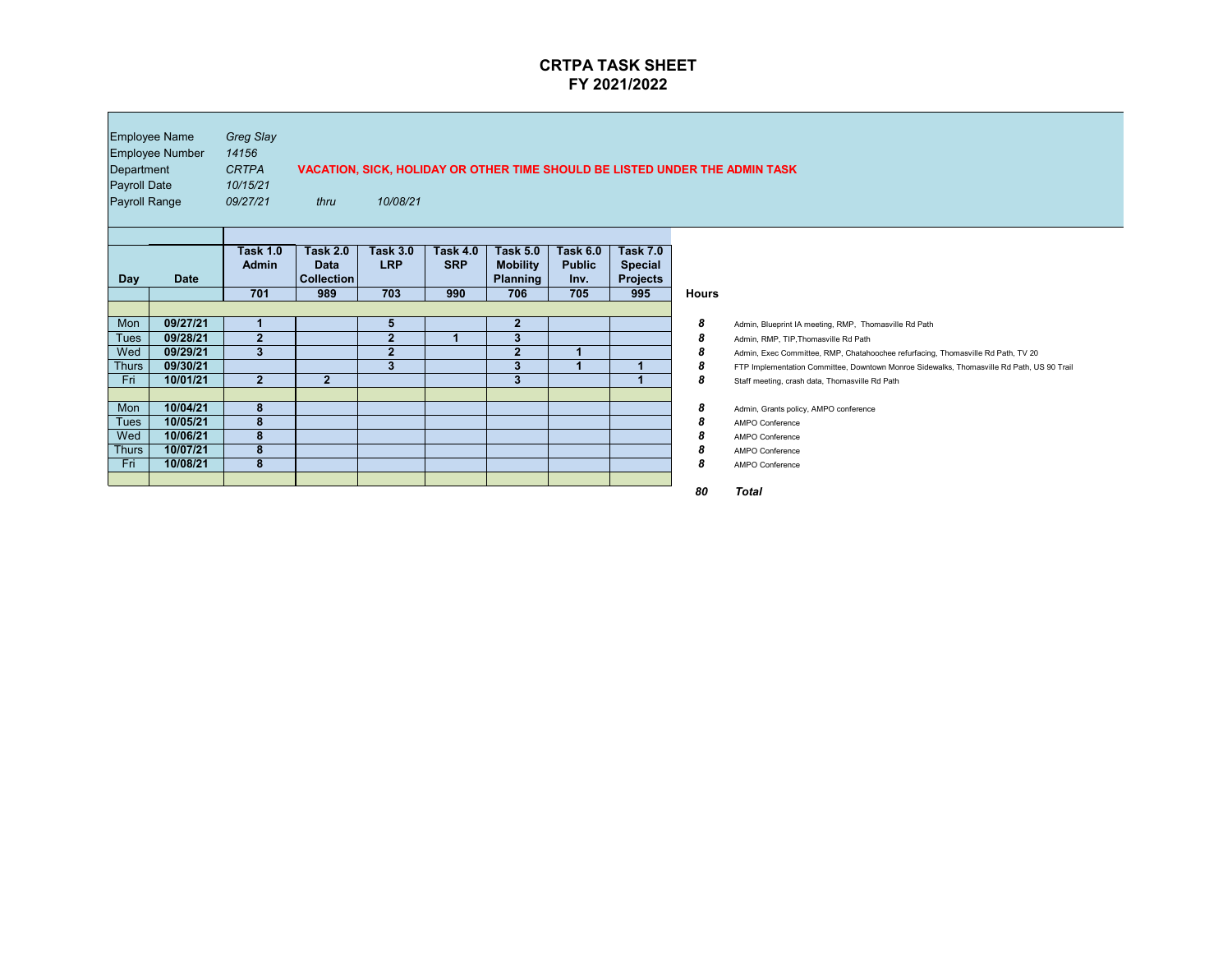# CRTPA TASK SHEET
# FY 2021/2022

Employee Name *Greg Slay*
Employee Number *14156*
Department *CRTPA* **VACATION, SICK, HOLIDAY OR OTHER TIME SHOULD BE LISTED UNDER THE ADMIN TASK**
Payroll Date *10/15/21*
Payroll Range *09/27/21* *thru* *10/08/21*

| Day | Date | Task 1.0 Admin | Task 2.0 Data Collection | Task 3.0 LRP | Task 4.0 SRP | Task 5.0 Mobility Planning | Task 6.0 Public Inv. | Task 7.0 Special Projects | Hours | |
|---|---|---|---|---|---|---|---|---|---|---|
| | | 701 | 989 | 703 | 990 | 706 | 705 | 995 | | |
| Mon | 09/27/21 | 1 | | 5 | | 2 | | | 8 | Admin, Blueprint IA meeting, RMP, Thomasville Rd Path |
| Tues | 09/28/21 | 2 | | 2 | 1 | 3 | | | 8 | Admin, RMP, TIP,Thomasville Rd Path |
| Wed | 09/29/21 | 3 | | 2 | | 2 | 1 | | 8 | Admin, Exec Committee, RMP, Chatahoochee refurfacing, Thomasville Rd Path, TV 20 |
| Thurs | 09/30/21 | | | 3 | | 3 | 1 | 1 | 8 | FTP Implementation Committee, Downtown Monroe Sidewalks, Thomasville Rd Path, US 90 Trail |
| Fri | 10/01/21 | 2 | 2 | | | 3 | | 1 | 8 | Staff meeting, crash data, Thomasville Rd Path |
| Mon | 10/04/21 | 8 | | | | | | | 8 | Admin, Grants policy, AMPO conference |
| Tues | 10/05/21 | 8 | | | | | | | 8 | AMPO Conference |
| Wed | 10/06/21 | 8 | | | | | | | 8 | AMPO Conference |
| Thurs | 10/07/21 | 8 | | | | | | | 8 | AMPO Conference |
| Fri | 10/08/21 | 8 | | | | | | | 8 | AMPO Conference |
| | | | | | | | | | ***80*** | ***Total*** |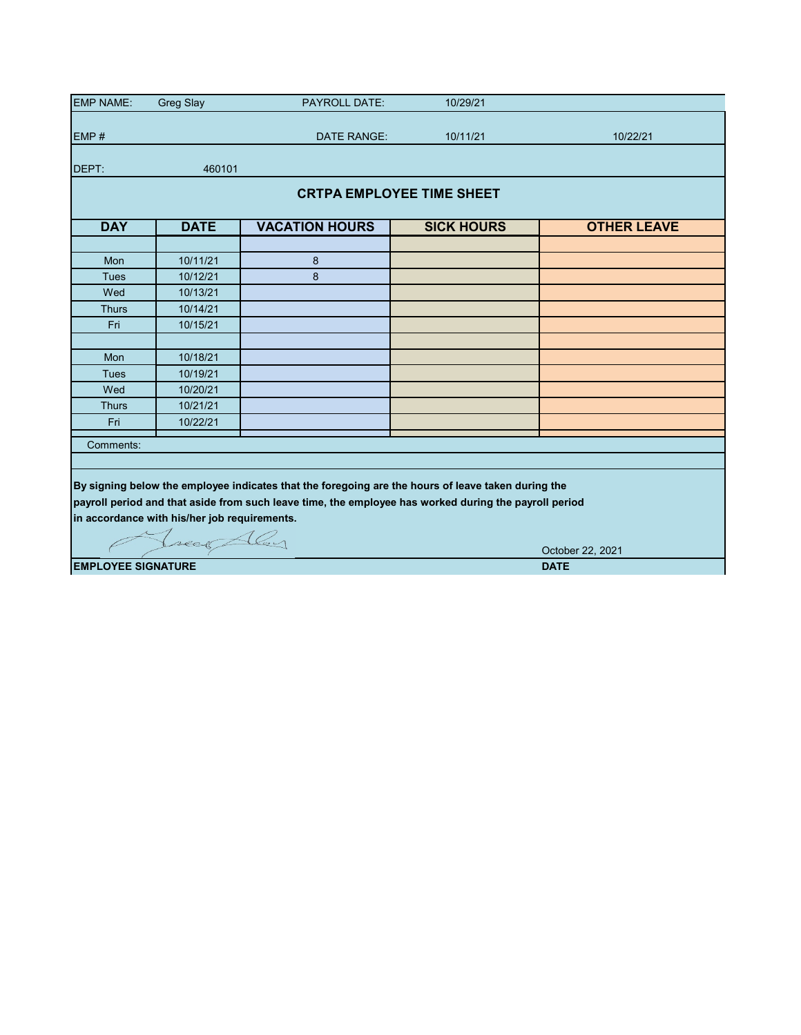| EMP NAME: | Greg Slay | PAYROLL DATE: | 10/29/21 | |
|---|---|---|---|---|
| EMP # | | DATE RANGE: | 10/11/21 | 10/22/21 |
| DEPT: | 460101 | | | |

## CRTPA EMPLOYEE TIME SHEET

| DAY | DATE | VACATION HOURS | SICK HOURS | OTHER LEAVE |
|---|---|---|---|---|
| | | | | |
| Mon | 10/11/21 | 8 | | |
| Tues | 10/12/21 | 8 | | |
| Wed | 10/13/21 | | | |
| Thurs | 10/14/21 | | | |
| Fri | 10/15/21 | | | |
| | | | | |
| Mon | 10/18/21 | | | |
| Tues | 10/19/21 | | | |
| Wed | 10/20/21 | | | |
| Thurs | 10/21/21 | | | |
| Fri | 10/22/21 | | | |

Comments:

**By signing below the employee indicates that the foregoing are the hours of leave taken during the payroll period and that aside from such leave time, the employee has worked during the payroll period in accordance with his/her job requirements.**

October 22, 2021

**EMPLOYEE SIGNATURE** **DATE**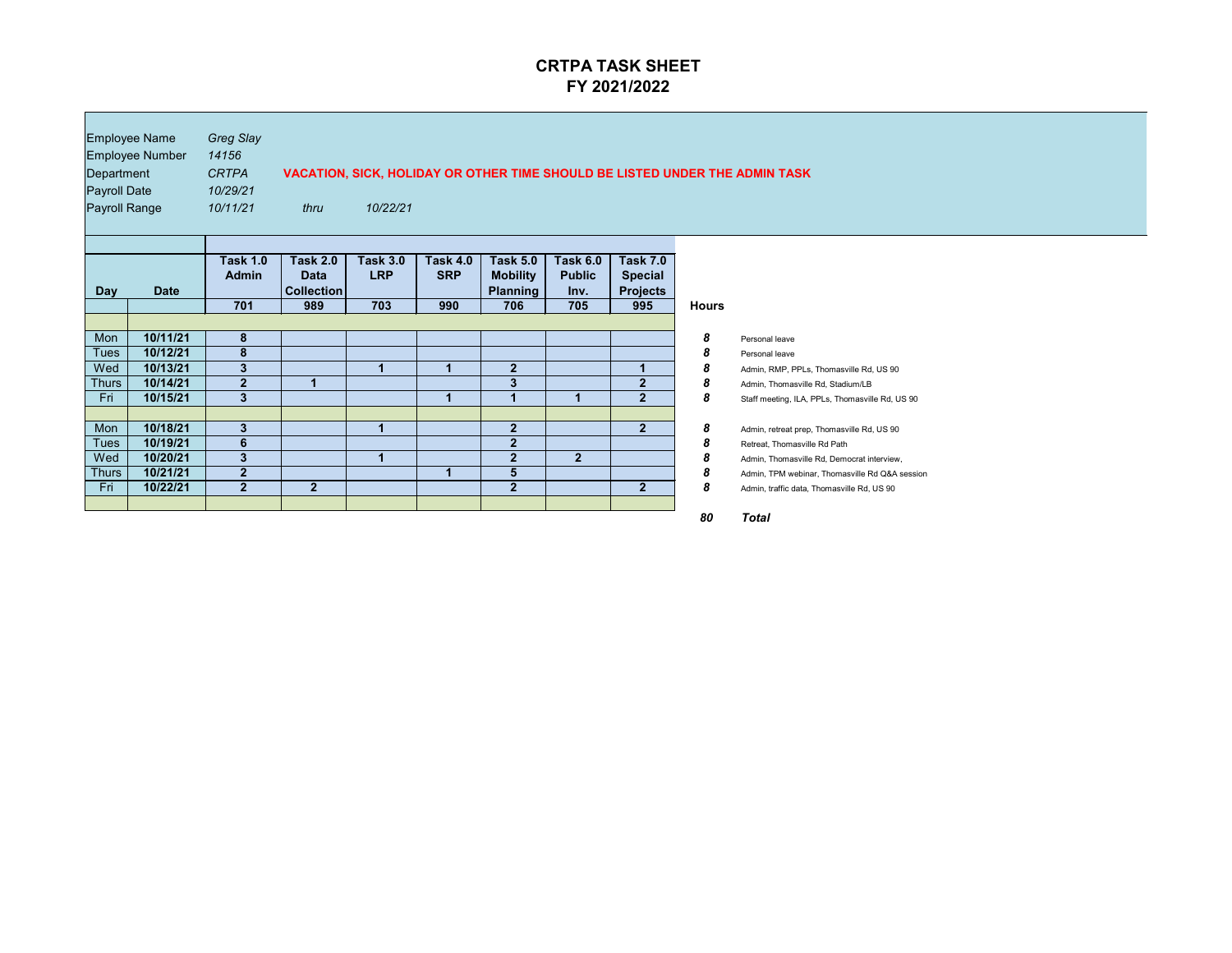# CRTPA TASK SHEET
## FY 2021/2022

| | |
|---|---|
| Employee Name | *Greg Slay* |
| Employee Number | *14156* |
| Department | *CRTPA* |
| Payroll Date | *10/29/21* |
| Payroll Range | *10/11/21* thru *10/22/21* |

**VACATION, SICK, HOLIDAY OR OTHER TIME SHOULD BE LISTED UNDER THE ADMIN TASK**

| Day | Date | Task 1.0 Admin | Task 2.0 Data Collection | Task 3.0 LRP | Task 4.0 SRP | Task 5.0 Mobility Planning | Task 6.0 Public Inv. | Task 7.0 Special Projects | Hours | |
|---|---|---|---|---|---|---|---|---|---|---|
| | | 701 | 989 | 703 | 990 | 706 | 705 | 995 | | |
| Mon | 10/11/21 | 8 | | | | | | | 8 | Personal leave |
| Tues | 10/12/21 | 8 | | | | | | | 8 | Personal leave |
| Wed | 10/13/21 | 3 | | 1 | 1 | 2 | | 1 | 8 | Admin, RMP, PPLs, Thomasville Rd, US 90 |
| Thurs | 10/14/21 | 2 | 1 | | | 3 | | 2 | 8 | Admin, Thomasville Rd, Stadium/LB |
| Fri | 10/15/21 | 3 | | | 1 | 1 | 1 | 2 | 8 | Staff meeting, ILA, PPLs, Thomasville Rd, US 90 |
| Mon | 10/18/21 | 3 | | 1 | | 2 | | 2 | 8 | Admin, retreat prep, Thomasville Rd, US 90 |
| Tues | 10/19/21 | 6 | | | | 2 | | | 8 | Retreat, Thomasville Rd Path |
| Wed | 10/20/21 | 3 | | 1 | | 2 | 2 | | 8 | Admin, Thomasville Rd, Democrat interview, |
| Thurs | 10/21/21 | 2 | | | 1 | 5 | | | 8 | Admin, TPM webinar, Thomasville Rd Q&A session |
| Fri | 10/22/21 | 2 | 2 | | | 2 | | 2 | 8 | Admin, traffic data, Thomasville Rd, US 90 |
| | | | | | | | | | *80* | ***Total*** |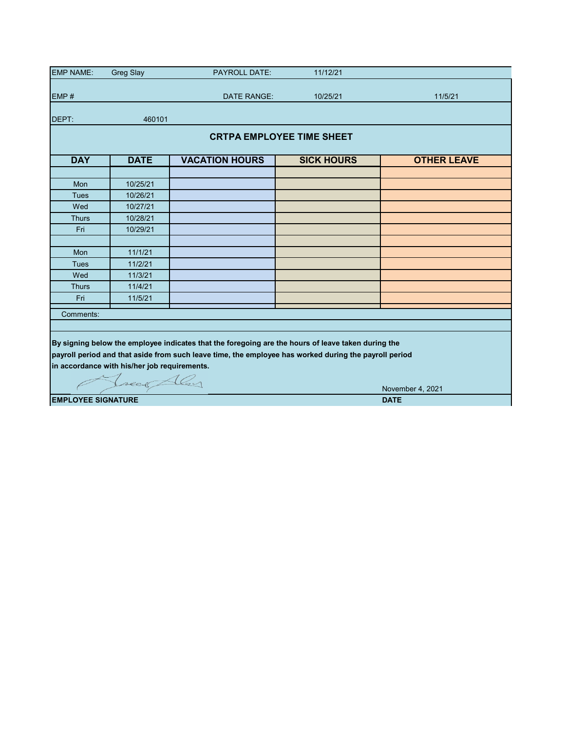| EMP NAME: | Greg Slay | PAYROLL DATE: | 11/12/21 | |
|---|---|---|---|---|
| EMP # | | DATE RANGE: | 10/25/21 | 11/5/21 |
| DEPT: | 460101 | | | |

## CRTPA EMPLOYEE TIME SHEET

| DAY | DATE | VACATION HOURS | SICK HOURS | OTHER LEAVE |
|---|---|---|---|---|
| | | | | |
| Mon | 10/25/21 | | | |
| Tues | 10/26/21 | | | |
| Wed | 10/27/21 | | | |
| Thurs | 10/28/21 | | | |
| Fri | 10/29/21 | | | |
| | | | | |
| Mon | 11/1/21 | | | |
| Tues | 11/2/21 | | | |
| Wed | 11/3/21 | | | |
| Thurs | 11/4/21 | | | |
| Fri | 11/5/21 | | | |

Comments:

**By signing below the employee indicates that the foregoing are the hours of leave taken during the payroll period and that aside from such leave time, the employee has worked during the payroll period in accordance with his/her job requirements.**

November 4, 2021

**EMPLOYEE SIGNATURE** | **DATE**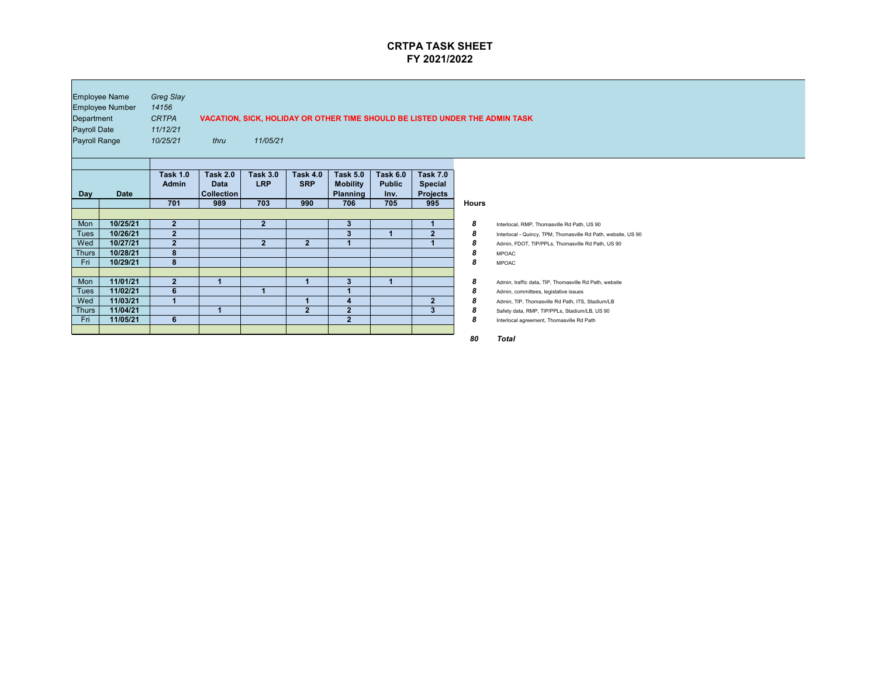# CRTPA TASK SHEET
## FY 2021/2022

Employee Name *Greg Slay*
Employee Number *14156*
Department *CRTPA*
Payroll Date *11/12/21*
Payroll Range *10/25/21* *thru* *11/05/21*

**VACATION, SICK, HOLIDAY OR OTHER TIME SHOULD BE LISTED UNDER THE ADMIN TASK**

| Day | Date | Task 1.0 Admin | Task 2.0 Data Collection | Task 3.0 LRP | Task 4.0 SRP | Task 5.0 Mobility Planning | Task 6.0 Public Inv. | Task 7.0 Special Projects | Hours | |
|---|---|---|---|---|---|---|---|---|---|---|
| | | 701 | 989 | 703 | 990 | 706 | 705 | 995 | | |
| Mon | 10/25/21 | 2 | | 2 | | 3 | | 1 | 8 | Interlocal, RMP, Thomasville Rd Path, US 90 |
| Tues | 10/26/21 | 2 | | | | 3 | 1 | 2 | 8 | Interlocal - Quincy, TPM, Thomasville Rd Path, website, US 90 |
| Wed | 10/27/21 | 2 | | 2 | 2 | 1 | | 1 | 8 | Admin, FDOT, TIP/PPLs, Thomasville Rd Path, US 90 |
| Thurs | 10/28/21 | 8 | | | | | | | 8 | MPOAC |
| Fri | 10/29/21 | 8 | | | | | | | 8 | MPOAC |
| Mon | 11/01/21 | 2 | 1 | | 1 | 3 | 1 | | 8 | Admin, traffic data, TIP, Thomasville Rd Path, website |
| Tues | 11/02/21 | 6 | | 1 | | 1 | | | 8 | Admin, committees, legislative issues |
| Wed | 11/03/21 | 1 | | | 1 | 4 | | 2 | 8 | Admin, TIP, Thomasville Rd Path, ITS, Stadium/LB |
| Thurs | 11/04/21 | | 1 | | 2 | 2 | | 3 | 8 | Safety data, RMP, TIP/PPLs, Stadium/LB, US 90 |
| Fri | 11/05/21 | 6 | | | | 2 | | | 8 | Interlocal agreement, Thomasville Rd Path |
| | | | | | | | | | *80* | ***Total*** |